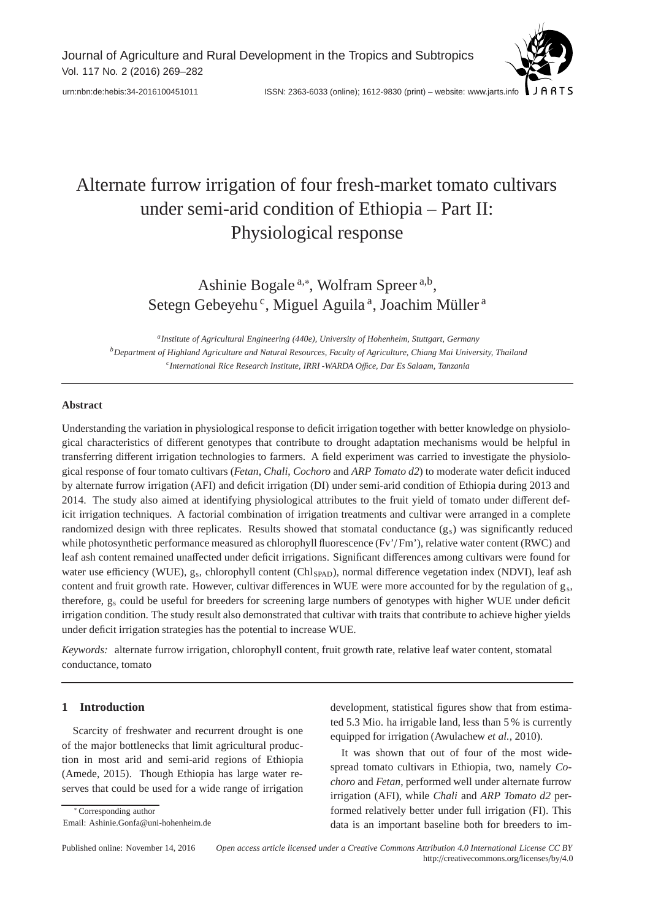urn:nbn:de:hebis:34-2016100451011

ISSN: 2363-6033 (online); 1612-9830 (print) – website: www.jarts.info

# Alternate furrow irrigation of four fresh-market tomato cultivars under semi-arid condition of Ethiopia – Part II: Physiological response

Ashinie Bogale [a,*], Wolfram Spreer [a,b], Setegn Gebeyehu [c], Miguel Aguila [a], Joachim Müller [a]

[a] *Institute of Agricultural Engineering (440e), University of Hohenheim, Stuttgart, Germany*
[b] *Department of Highland Agriculture and Natural Resources, Faculty of Agriculture, Chiang Mai University, Thailand*
[c] *International Rice Research Institute, IRRI -WARDA Office, Dar Es Salaam, Tanzania*

## Abstract

Understanding the variation in physiological response to deficit irrigation together with better knowledge on physiological characteristics of different genotypes that contribute to drought adaptation mechanisms would be helpful in transferring different irrigation technologies to farmers. A field experiment was carried to investigate the physiological response of four tomato cultivars (*Fetan*, *Chali*, *Cochoro* and *ARP Tomato d2*) to moderate water deficit induced by alternate furrow irrigation (AFI) and deficit irrigation (DI) under semi-arid condition of Ethiopia during 2013 and 2014. The study also aimed at identifying physiological attributes to the fruit yield of tomato under different deficit irrigation techniques. A factorial combination of irrigation treatments and cultivar were arranged in a complete randomized design with three replicates. Results showed that stomatal conductance ($g_s$) was significantly reduced while photosynthetic performance measured as chlorophyll fluorescence (Fv'/Fm'), relative water content (RWC) and leaf ash content remained unaffected under deficit irrigations. Significant differences among cultivars were found for water use efficiency (WUE), $g_s$, chlorophyll content ($Chl_{SPAD}$), normal difference vegetation index (NDVI), leaf ash content and fruit growth rate. However, cultivar differences in WUE were more accounted for by the regulation of $g_s$, therefore, $g_s$ could be useful for breeders for screening large numbers of genotypes with higher WUE under deficit irrigation condition. The study result also demonstrated that cultivar with traits that contribute to achieve higher yields under deficit irrigation strategies has the potential to increase WUE.

*Keywords:* alternate furrow irrigation, chlorophyll content, fruit growth rate, relative leaf water content, stomatal conductance, tomato

## 1 Introduction

Scarcity of freshwater and recurrent drought is one of the major bottlenecks that limit agricultural production in most arid and semi-arid regions of Ethiopia (Amede, 2015). Though Ethiopia has large water reserves that could be used for a wide range of irrigation development, statistical figures show that from estimated 5.3 Mio. ha irrigable land, less than 5 % is currently equipped for irrigation (Awulachew *et al.*, 2010).

It was shown that out of four of the most widespread tomato cultivars in Ethiopia, two, namely *Cochoro* and *Fetan*, performed well under alternate furrow irrigation (AFI), while *Chali* and *ARP Tomato d2* performed relatively better under full irrigation (FI). This data is an important baseline both for breeders to im-

[*] Corresponding author
Email: Ashinie.Gonfa@uni-hohenheim.de

Published online: November 14, 2016 *Open access article licensed under a Creative Commons Attribution 4.0 International License CC BY* http://creativecommons.org/licenses/by/4.0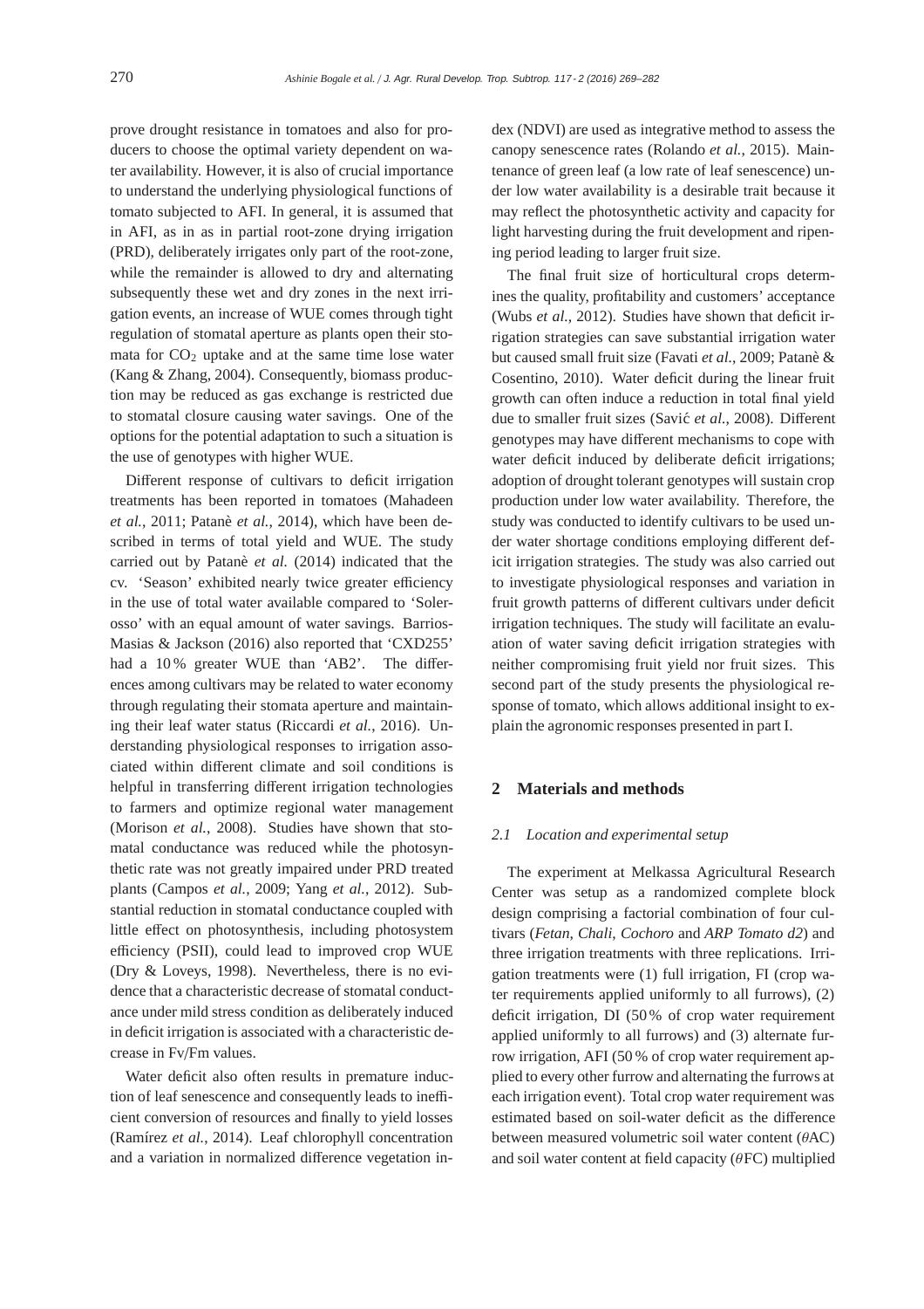prove drought resistance in tomatoes and also for producers to choose the optimal variety dependent on water availability. However, it is also of crucial importance to understand the underlying physiological functions of tomato subjected to AFI. In general, it is assumed that in AFI, as in as in partial root-zone drying irrigation (PRD), deliberately irrigates only part of the root-zone, while the remainder is allowed to dry and alternating subsequently these wet and dry zones in the next irrigation events, an increase of WUE comes through tight regulation of stomatal aperture as plants open their stomata for $CO_2$ uptake and at the same time lose water (Kang & Zhang, 2004). Consequently, biomass production may be reduced as gas exchange is restricted due to stomatal closure causing water savings. One of the options for the potential adaptation to such a situation is the use of genotypes with higher WUE.

Different response of cultivars to deficit irrigation treatments has been reported in tomatoes (Mahadeen *et al.*, 2011; Patanè *et al.*, 2014), which have been described in terms of total yield and WUE. The study carried out by Patanè *et al.* (2014) indicated that the cv. 'Season' exhibited nearly twice greater efficiency in the use of total water available compared to 'Solerosso' with an equal amount of water savings. Barrios-Masias & Jackson (2016) also reported that 'CXD255' had a 10 % greater WUE than 'AB2'. The differences among cultivars may be related to water economy through regulating their stomata aperture and maintaining their leaf water status (Riccardi *et al.*, 2016). Understanding physiological responses to irrigation associated within different climate and soil conditions is helpful in transferring different irrigation technologies to farmers and optimize regional water management (Morison *et al.*, 2008). Studies have shown that stomatal conductance was reduced while the photosynthetic rate was not greatly impaired under PRD treated plants (Campos *et al.*, 2009; Yang *et al.*, 2012). Substantial reduction in stomatal conductance coupled with little effect on photosynthesis, including photosystem efficiency (PSII), could lead to improved crop WUE (Dry & Loveys, 1998). Nevertheless, there is no evidence that a characteristic decrease of stomatal conductance under mild stress condition as deliberately induced in deficit irrigation is associated with a characteristic decrease in Fv/Fm values.

Water deficit also often results in premature induction of leaf senescence and consequently leads to inefficient conversion of resources and finally to yield losses (Ramírez *et al.*, 2014). Leaf chlorophyll concentration and a variation in normalized difference vegetation index (NDVI) are used as integrative method to assess the canopy senescence rates (Rolando *et al.*, 2015). Maintenance of green leaf (a low rate of leaf senescence) under low water availability is a desirable trait because it may reflect the photosynthetic activity and capacity for light harvesting during the fruit development and ripening period leading to larger fruit size.

The final fruit size of horticultural crops determines the quality, profitability and customers' acceptance (Wubs *et al.*, 2012). Studies have shown that deficit irrigation strategies can save substantial irrigation water but caused small fruit size (Favati *et al.*, 2009; Patanè & Cosentino, 2010). Water deficit during the linear fruit growth can often induce a reduction in total final yield due to smaller fruit sizes (Savić *et al.*, 2008). Different genotypes may have different mechanisms to cope with water deficit induced by deliberate deficit irrigations; adoption of drought tolerant genotypes will sustain crop production under low water availability. Therefore, the study was conducted to identify cultivars to be used under water shortage conditions employing different deficit irrigation strategies. The study was also carried out to investigate physiological responses and variation in fruit growth patterns of different cultivars under deficit irrigation techniques. The study will facilitate an evaluation of water saving deficit irrigation strategies with neither compromising fruit yield nor fruit sizes. This second part of the study presents the physiological response of tomato, which allows additional insight to explain the agronomic responses presented in part I.

## 2 Materials and methods

### *2.1 Location and experimental setup*

The experiment at Melkassa Agricultural Research Center was setup as a randomized complete block design comprising a factorial combination of four cultivars (*Fetan, Chali, Cochoro* and *ARP Tomato d2*) and three irrigation treatments with three replications. Irrigation treatments were (1) full irrigation, FI (crop water requirements applied uniformly to all furrows), (2) deficit irrigation, DI (50 % of crop water requirement applied uniformly to all furrows) and (3) alternate furrow irrigation, AFI (50 % of crop water requirement applied to every other furrow and alternating the furrows at each irrigation event). Total crop water requirement was estimated based on soil-water deficit as the difference between measured volumetric soil water content ($\theta$AC) and soil water content at field capacity ($\theta$FC) multiplied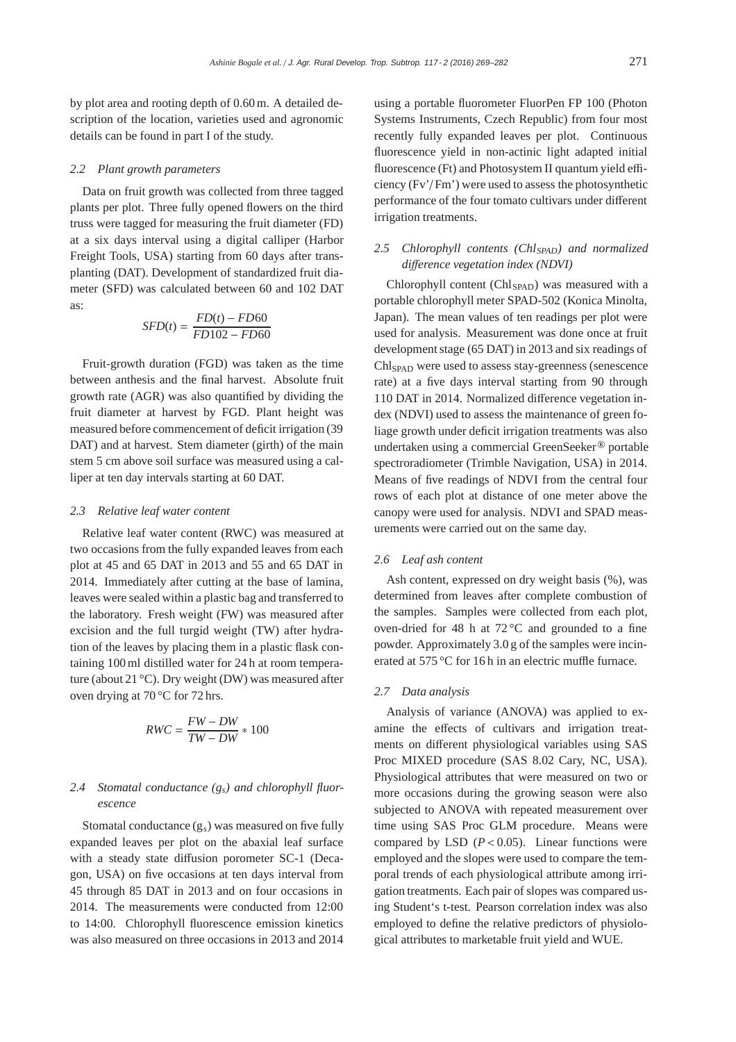by plot area and rooting depth of 0.60 m. A detailed description of the location, varieties used and agronomic details can be found in part I of the study.

### 2.2 Plant growth parameters

Data on fruit growth was collected from three tagged plants per plot. Three fully opened flowers on the third truss were tagged for measuring the fruit diameter (FD) at a six days interval using a digital calliper (Harbor Freight Tools, USA) starting from 60 days after transplanting (DAT). Development of standardized fruit diameter (SFD) was calculated between 60 and 102 DAT as:

$$SFD(t) = \frac{FD(t) - FD60}{FD102 - FD60}$$

Fruit-growth duration (FGD) was taken as the time between anthesis and the final harvest. Absolute fruit growth rate (AGR) was also quantified by dividing the fruit diameter at harvest by FGD. Plant height was measured before commencement of deficit irrigation (39 DAT) and at harvest. Stem diameter (girth) of the main stem 5 cm above soil surface was measured using a calliper at ten day intervals starting at 60 DAT.

### 2.3 Relative leaf water content

Relative leaf water content (RWC) was measured at two occasions from the fully expanded leaves from each plot at 45 and 65 DAT in 2013 and 55 and 65 DAT in 2014. Immediately after cutting at the base of lamina, leaves were sealed within a plastic bag and transferred to the laboratory. Fresh weight (FW) was measured after excision and the full turgid weight (TW) after hydration of the leaves by placing them in a plastic flask containing 100 ml distilled water for 24 h at room temperature (about 21 °C). Dry weight (DW) was measured after oven drying at 70 °C for 72 hrs.

$$RWC = \frac{FW - DW}{TW - DW} * 100$$

### 2.4 Stomatal conductance ($g_s$) and chlorophyll fluorescence

Stomatal conductance ($g_s$) was measured on five fully expanded leaves per plot on the abaxial leaf surface with a steady state diffusion porometer SC-1 (Decagon, USA) on five occasions at ten days interval from 45 through 85 DAT in 2013 and on four occasions in 2014. The measurements were conducted from 12:00 to 14:00. Chlorophyll fluorescence emission kinetics was also measured on three occasions in 2013 and 2014 using a portable fluorometer FluorPen FP 100 (Photon Systems Instruments, Czech Republic) from four most recently fully expanded leaves per plot. Continuous fluorescence yield in non-actinic light adapted initial fluorescence (Ft) and Photosystem II quantum yield efficiency (Fv'/Fm') were used to assess the photosynthetic performance of the four tomato cultivars under different irrigation treatments.

### 2.5 Chlorophyll contents ($Chl_{SPAD}$) and normalized difference vegetation index (NDVI)

Chlorophyll content ($Chl_{SPAD}$) was measured with a portable chlorophyll meter SPAD-502 (Konica Minolta, Japan). The mean values of ten readings per plot were used for analysis. Measurement was done once at fruit development stage (65 DAT) in 2013 and six readings of $Chl_{SPAD}$ were used to assess stay-greenness (senescence rate) at a five days interval starting from 90 through 110 DAT in 2014. Normalized difference vegetation index (NDVI) used to assess the maintenance of green foliage growth under deficit irrigation treatments was also undertaken using a commercial GreenSeeker® portable spectroradiometer (Trimble Navigation, USA) in 2014. Means of five readings of NDVI from the central four rows of each plot at distance of one meter above the canopy were used for analysis. NDVI and SPAD measurements were carried out on the same day.

### 2.6 Leaf ash content

Ash content, expressed on dry weight basis (%), was determined from leaves after complete combustion of the samples. Samples were collected from each plot, oven-dried for 48 h at 72 °C and grounded to a fine powder. Approximately 3.0 g of the samples were incinerated at 575 °C for 16 h in an electric muffle furnace.

### 2.7 Data analysis

Analysis of variance (ANOVA) was applied to examine the effects of cultivars and irrigation treatments on different physiological variables using SAS Proc MIXED procedure (SAS 8.02 Cary, NC, USA). Physiological attributes that were measured on two or more occasions during the growing season were also subjected to ANOVA with repeated measurement over time using SAS Proc GLM procedure. Means were compared by LSD ($P < 0.05$). Linear functions were employed and the slopes were used to compare the temporal trends of each physiological attribute among irrigation treatments. Each pair of slopes was compared using Student's t-test. Pearson correlation index was also employed to define the relative predictors of physiological attributes to marketable fruit yield and WUE.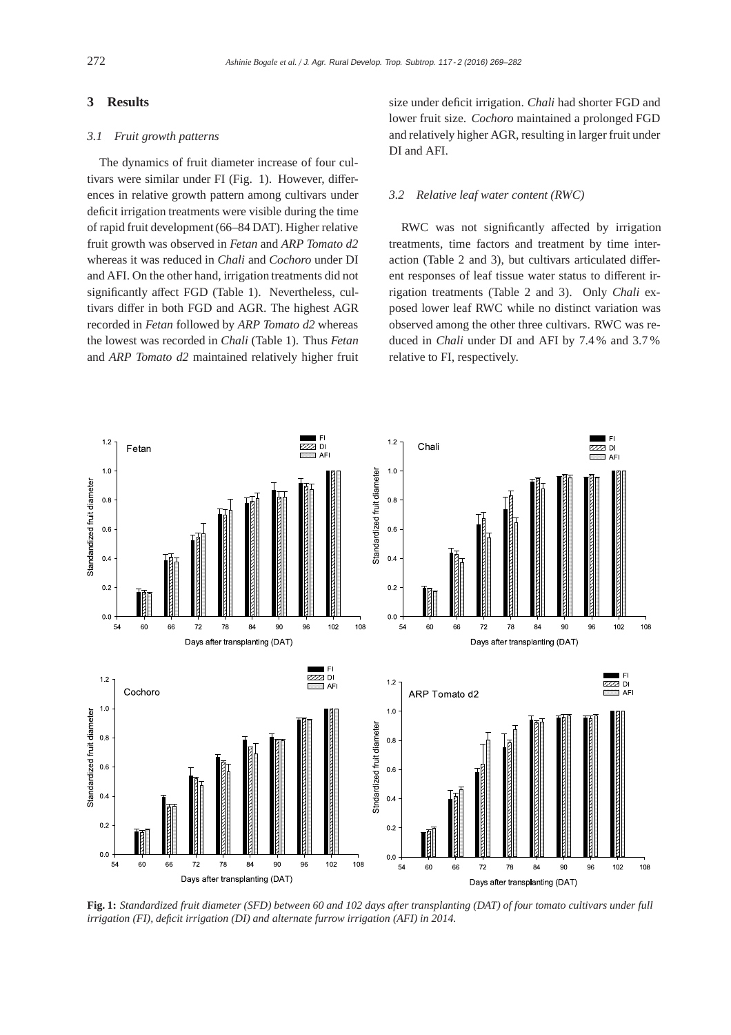## 3 Results

### 3.1 Fruit growth patterns

The dynamics of fruit diameter increase of four cultivars were similar under FI (Fig. 1). However, differences in relative growth pattern among cultivars under deficit irrigation treatments were visible during the time of rapid fruit development (66–84 DAT). Higher relative fruit growth was observed in *Fetan* and *ARP Tomato d2* whereas it was reduced in *Chali* and *Cochoro* under DI and AFI. On the other hand, irrigation treatments did not significantly affect FGD (Table 1). Nevertheless, cultivars differ in both FGD and AGR. The highest AGR recorded in *Fetan* followed by *ARP Tomato d2* whereas the lowest was recorded in *Chali* (Table 1). Thus *Fetan* and *ARP Tomato d2* maintained relatively higher fruit size under deficit irrigation. *Chali* had shorter FGD and lower fruit size. *Cochoro* maintained a prolonged FGD and relatively higher AGR, resulting in larger fruit under DI and AFI.

### 3.2 Relative leaf water content (RWC)

RWC was not significantly affected by irrigation treatments, time factors and treatment by time interaction (Table 2 and 3), but cultivars articulated different responses of leaf tissue water status to different irrigation treatments (Table 2 and 3). Only *Chali* exposed lower leaf RWC while no distinct variation was observed among the other three cultivars. RWC was reduced in *Chali* under DI and AFI by 7.4 % and 3.7 % relative to FI, respectively.

**Fig. 1:** *Standardized fruit diameter (SFD) between 60 and 102 days after transplanting (DAT) of four tomato cultivars under full irrigation (FI), deficit irrigation (DI) and alternate furrow irrigation (AFI) in 2014.*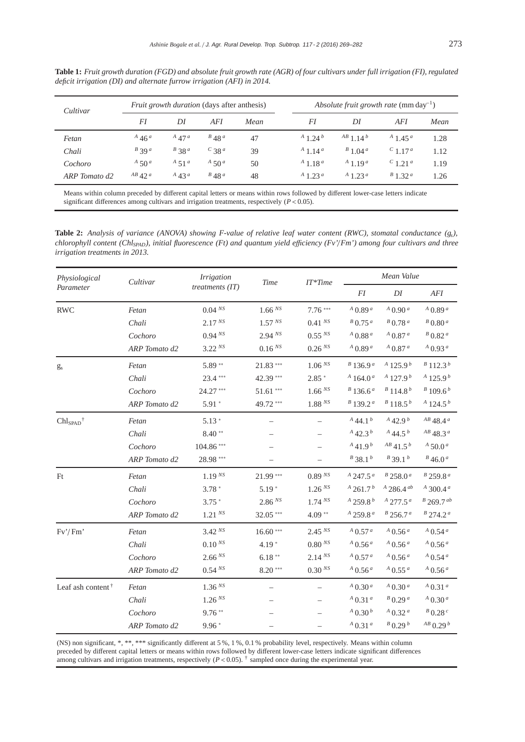**Table 1:** *Fruit growth duration (FGD) and absolute fruit growth rate (AGR) of four cultivars under full irrigation (FI), regulated deficit irrigation (DI) and alternate furrow irrigation (AFI) in 2014.*

| *Cultivar* | *Fruit growth duration* (days after anthesis) | | | | *Absolute fruit growth rate* (mm $day^{-1}$) | | | |
|---|---|---|---|---|---|---|---|---|
| | *FI* | *DI* | *AFI* | *Mean* | *FI* | *DI* | *AFI* | *Mean* |
| *Fetan* | $^{A}46^{a}$ | $^{A}47^{a}$ | $^{B}48^{a}$ | 47 | $^{A}1.24^{b}$ | $^{AB}1.14^{b}$ | $^{A}1.45^{a}$ | 1.28 |
| *Chali* | $^{B}39^{a}$ | $^{B}38^{a}$ | $^{C}38^{a}$ | 39 | $^{A}1.14^{a}$ | $^{B}1.04^{a}$ | $^{C}1.17^{a}$ | 1.12 |
| *Cochoro* | $^{A}50^{a}$ | $^{A}51^{a}$ | $^{A}50^{a}$ | 50 | $^{A}1.18^{a}$ | $^{A}1.19^{a}$ | $^{C}1.21^{a}$ | 1.19 |
| *ARP Tomato d2* | $^{AB}42^{a}$ | $^{A}43^{a}$ | $^{B}48^{a}$ | 48 | $^{A}1.23^{a}$ | $^{A}1.23^{a}$ | $^{B}1.32^{a}$ | 1.26 |

Means within column preceded by different capital letters or means within rows followed by different lower-case letters indicate significant differences among cultivars and irrigation treatments, respectively ($P < 0.05$).

**Table 2:** *Analysis of variance (ANOVA) showing F-value of relative leaf water content (RWC), stomatal conductance ($g_s$), chlorophyll content ($Chl_{SPAD}$), initial fluorescence (Ft) and quantum yield efficiency (Fv'/Fm') among four cultivars and three irrigation treatments in 2013.*

| *Physiological Parameter* | *Cultivar* | *Irrigation treatments (IT)* | *Time* | *IT*Time* | *Mean Value* | | |
|---|---|---|---|---|---|---|---|
| | | | | | *FI* | *DI* | *AFI* |
| RWC | *Fetan* | $0.04^{NS}$ | $1.66^{NS}$ | $7.76^{***}$ | $^{A}0.89^{a}$ | $^{A}0.90^{a}$ | $^{A}0.89^{a}$ |
| | *Chali* | $2.17^{NS}$ | $1.57^{NS}$ | $0.41^{NS}$ | $^{B}0.75^{a}$ | $^{B}0.78^{a}$ | $^{B}0.80^{a}$ |
| | *Cochoro* | $0.94^{NS}$ | $2.94^{NS}$ | $0.55^{NS}$ | $^{A}0.88^{a}$ | $^{A}0.87^{a}$ | $^{B}0.82^{a}$ |
| | *ARP Tomato d2* | $3.22^{NS}$ | $0.16^{NS}$ | $0.26^{NS}$ | $^{A}0.89^{a}$ | $^{A}0.87^{a}$ | $^{A}0.93^{a}$ |
| $g_s$ | *Fetan* | $5.89^{**}$ | $21.83^{***}$ | $1.06^{NS}$ | $^{B}136.9^{a}$ | $^{A}125.9^{b}$ | $^{B}112.3^{b}$ |
| | *Chali* | $23.4^{***}$ | $42.39^{***}$ | $2.85^{*}$ | $^{A}164.0^{a}$ | $^{A}127.9^{b}$ | $^{A}125.9^{b}$ |
| | *Cochoro* | $24.27^{***}$ | $51.61^{***}$ | $1.66^{NS}$ | $^{B}136.6^{a}$ | $^{B}114.8^{b}$ | $^{B}109.6^{b}$ |
| | *ARP Tomato d2* | $5.91^{*}$ | $49.72^{***}$ | $1.88^{NS}$ | $^{B}139.2^{a}$ | $^{B}118.5^{b}$ | $^{A}124.5^{b}$ |
| $Chl_{SPAD}$ † | *Fetan* | $5.13^{*}$ | – | – | $^{A}44.1^{b}$ | $^{A}42.9^{b}$ | $^{AB}48.4^{a}$ |
| | *Chali* | $8.40^{**}$ | – | – | $^{A}42.3^{b}$ | $^{A}44.5^{b}$ | $^{AB}48.3^{a}$ |
| | *Cochoro* | $104.86^{***}$ | – | – | $^{A}41.9^{b}$ | $^{AB}41.5^{b}$ | $^{A}50.0^{a}$ |
| | *ARP Tomato d2* | $28.98^{***}$ | – | – | $^{B}38.1^{b}$ | $^{B}39.1^{b}$ | $^{B}46.0^{a}$ |
| Ft | *Fetan* | $1.19^{NS}$ | $21.99^{***}$ | $0.89^{NS}$ | $^{A}247.5^{a}$ | $^{B}258.0^{a}$ | $^{B}259.8^{a}$ |
| | *Chali* | $3.78^{*}$ | $5.19^{*}$ | $1.26^{NS}$ | $^{A}261.7^{b}$ | $^{A}286.4^{ab}$ | $^{A}300.4^{a}$ |
| | *Cochoro* | $3.75^{*}$ | $2.86^{NS}$ | $1.74^{NS}$ | $^{A}259.8^{b}$ | $^{A}277.5^{a}$ | $^{B}269.7^{ab}$ |
| | *ARP Tomato d2* | $1.21^{NS}$ | $32.05^{***}$ | $4.09^{**}$ | $^{A}259.8^{a}$ | $^{B}256.7^{a}$ | $^{B}274.2^{a}$ |
| Fv'/Fm' | *Fetan* | $3.42^{NS}$ | $16.60^{***}$ | $2.45^{NS}$ | $^{A}0.57^{a}$ | $^{A}0.56^{a}$ | $^{A}0.54^{a}$ |
| | *Chali* | $0.10^{NS}$ | $4.19^{*}$ | $0.80^{NS}$ | $^{A}0.56^{a}$ | $^{A}0.56^{a}$ | $^{A}0.56^{a}$ |
| | *Cochoro* | $2.66^{NS}$ | $6.18^{**}$ | $2.14^{NS}$ | $^{A}0.57^{a}$ | $^{A}0.56^{a}$ | $^{A}0.54^{a}$ |
| | *ARP Tomato d2* | $0.54^{NS}$ | $8.20^{***}$ | $0.30^{NS}$ | $^{A}0.56^{a}$ | $^{A}0.55^{a}$ | $^{A}0.56^{a}$ |
| Leaf ash content † | *Fetan* | $1.36^{NS}$ | – | – | $^{A}0.30^{a}$ | $^{A}0.30^{a}$ | $^{A}0.31^{a}$ |
| | *Chali* | $1.26^{NS}$ | – | – | $^{A}0.31^{a}$ | $^{B}0.29^{a}$ | $^{A}0.30^{a}$ |
| | *Cochoro* | $9.76^{**}$ | – | – | $^{A}0.30^{b}$ | $^{A}0.32^{a}$ | $^{B}0.28^{c}$ |
| | *ARP Tomato d2* | $9.96^{*}$ | – | – | $^{A}0.31^{a}$ | $^{B}0.29^{b}$ | $^{AB}0.29^{b}$ |

(NS) non significant, *, **, *** significantly different at 5 %, 1 %, 0.1 % probability level, respectively. Means within column preceded by different capital letters or means within rows followed by different lower-case letters indicate significant differences among cultivars and irrigation treatments, respectively ($P < 0.05$). † sampled once during the experimental year.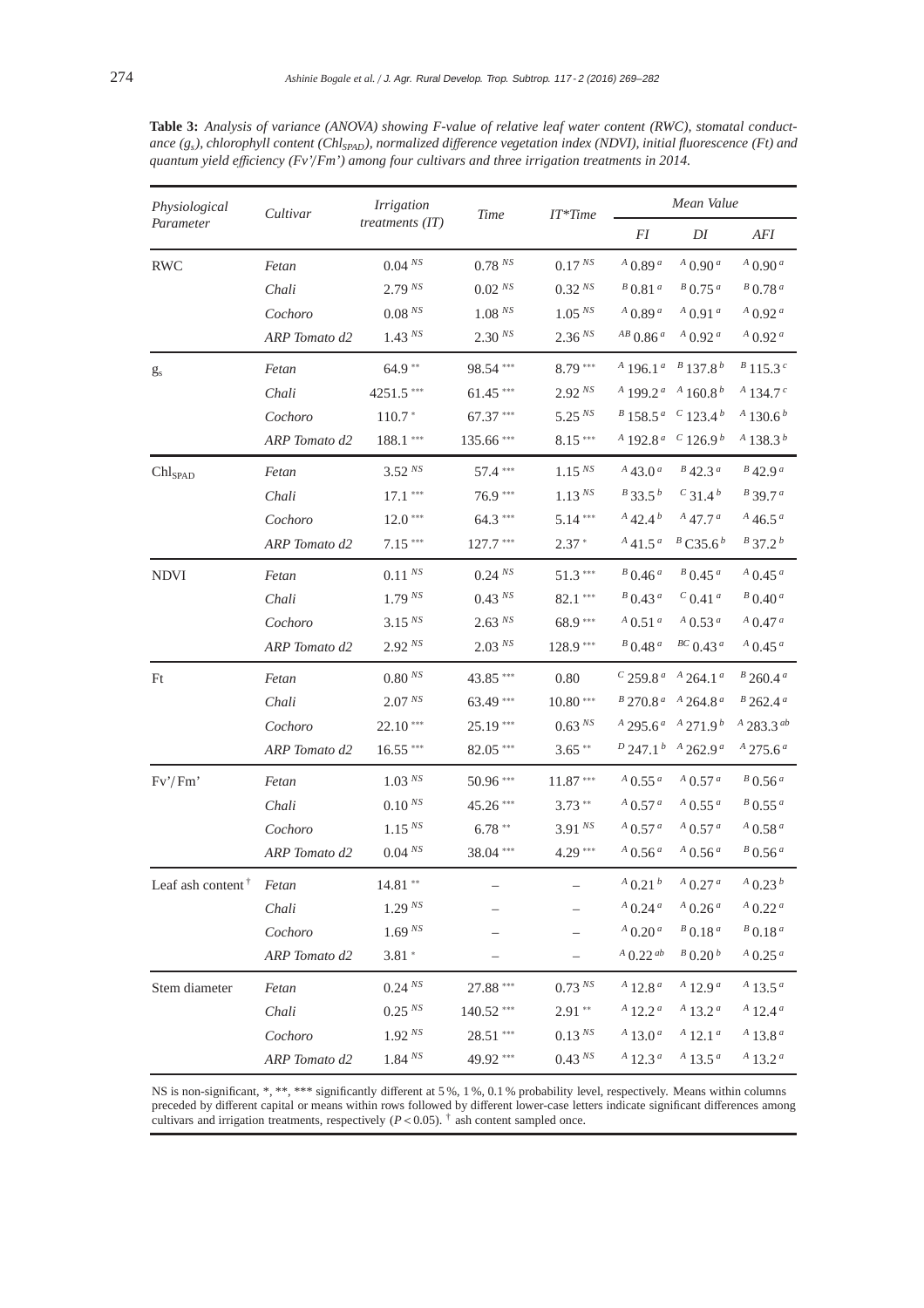**Table 3:** *Analysis of variance (ANOVA) showing F-value of relative leaf water content (RWC), stomatal conductance ($g_s$), chlorophyll content ($Chl_{SPAD}$), normalized difference vegetation index (NDVI), initial fluorescence (Ft) and quantum yield efficiency (Fv'/Fm') among four cultivars and three irrigation treatments in 2014.*

| Physiological Parameter | Cultivar | Irrigation treatments (IT) | Time | IT*Time | Mean Value | | |
|---|---|---|---|---|---|---|---|
| | | | | | FI | DI | AFI |
| RWC | Fetan | $0.04^{NS}$ | $0.78^{NS}$ | $0.17^{NS}$ | $^{A}0.89^{a}$ | $^{A}0.90^{a}$ | $^{A}0.90^{a}$ |
| | Chali | $2.79^{NS}$ | $0.02^{NS}$ | $0.32^{NS}$ | $^{B}0.81^{a}$ | $^{B}0.75^{a}$ | $^{B}0.78^{a}$ |
| | Cochoro | $0.08^{NS}$ | $1.08^{NS}$ | $1.05^{NS}$ | $^{A}0.89^{a}$ | $^{A}0.91^{a}$ | $^{A}0.92^{a}$ |
| | ARP Tomato d2 | $1.43^{NS}$ | $2.30^{NS}$ | $2.36^{NS}$ | $^{AB}0.86^{a}$ | $^{A}0.92^{a}$ | $^{A}0.92^{a}$ |
| $g_s$ | Fetan | $64.9^{**}$ | $98.54^{***}$ | $8.79^{***}$ | $^{A}196.1^{a}$ | $^{B}137.8^{b}$ | $^{B}115.3^{c}$ |
| | Chali | $4251.5^{***}$ | $61.45^{***}$ | $2.92^{NS}$ | $^{A}199.2^{a}$ | $^{A}160.8^{b}$ | $^{A}134.7^{c}$ |
| | Cochoro | $110.7^{*}$ | $67.37^{***}$ | $5.25^{NS}$ | $^{B}158.5^{a}$ | $^{C}123.4^{b}$ | $^{A}130.6^{b}$ |
| | ARP Tomato d2 | $188.1^{***}$ | $135.66^{***}$ | $8.15^{***}$ | $^{A}192.8^{a}$ | $^{C}126.9^{b}$ | $^{A}138.3^{b}$ |
| $Chl_{SPAD}$ | Fetan | $3.52^{NS}$ | $57.4^{***}$ | $1.15^{NS}$ | $^{A}43.0^{a}$ | $^{B}42.3^{a}$ | $^{B}42.9^{a}$ |
| | Chali | $17.1^{***}$ | $76.9^{***}$ | $1.13^{NS}$ | $^{B}33.5^{b}$ | $^{C}31.4^{b}$ | $^{B}39.7^{a}$ |
| | Cochoro | $12.0^{***}$ | $64.3^{***}$ | $5.14^{***}$ | $^{A}42.4^{b}$ | $^{A}47.7^{a}$ | $^{A}46.5^{a}$ |
| | ARP Tomato d2 | $7.15^{***}$ | $127.7^{***}$ | $2.37^{*}$ | $^{A}41.5^{a}$ | $^{B}C35.6^{b}$ | $^{B}37.2^{b}$ |
| NDVI | Fetan | $0.11^{NS}$ | $0.24^{NS}$ | $51.3^{***}$ | $^{B}0.46^{a}$ | $^{B}0.45^{a}$ | $^{A}0.45^{a}$ |
| | Chali | $1.79^{NS}$ | $0.43^{NS}$ | $82.1^{***}$ | $^{B}0.43^{a}$ | $^{C}0.41^{a}$ | $^{B}0.40^{a}$ |
| | Cochoro | $3.15^{NS}$ | $2.63^{NS}$ | $68.9^{***}$ | $^{A}0.51^{a}$ | $^{A}0.53^{a}$ | $^{A}0.47^{a}$ |
| | ARP Tomato d2 | $2.92^{NS}$ | $2.03^{NS}$ | $128.9^{***}$ | $^{B}0.48^{a}$ | $^{BC}0.43^{a}$ | $^{A}0.45^{a}$ |
| Ft | Fetan | $0.80^{NS}$ | $43.85^{***}$ | 0.80 | $^{C}259.8^{a}$ | $^{A}264.1^{a}$ | $^{B}260.4^{a}$ |
| | Chali | $2.07^{NS}$ | $63.49^{***}$ | $10.80^{***}$ | $^{B}270.8^{a}$ | $^{A}264.8^{a}$ | $^{B}262.4^{a}$ |
| | Cochoro | $22.10^{***}$ | $25.19^{***}$ | $0.63^{NS}$ | $^{A}295.6^{a}$ | $^{A}271.9^{b}$ | $^{A}283.3^{ab}$ |
| | ARP Tomato d2 | $16.55^{***}$ | $82.05^{***}$ | $3.65^{**}$ | $^{D}247.1^{b}$ | $^{A}262.9^{a}$ | $^{A}275.6^{a}$ |
| Fv'/Fm' | Fetan | $1.03^{NS}$ | $50.96^{***}$ | $11.87^{***}$ | $^{A}0.55^{a}$ | $^{A}0.57^{a}$ | $^{B}0.56^{a}$ |
| | Chali | $0.10^{NS}$ | $45.26^{***}$ | $3.73^{**}$ | $^{A}0.57^{a}$ | $^{A}0.55^{a}$ | $^{B}0.55^{a}$ |
| | Cochoro | $1.15^{NS}$ | $6.78^{**}$ | $3.91^{NS}$ | $^{A}0.57^{a}$ | $^{A}0.57^{a}$ | $^{A}0.58^{a}$ |
| | ARP Tomato d2 | $0.04^{NS}$ | $38.04^{***}$ | $4.29^{***}$ | $^{A}0.56^{a}$ | $^{A}0.56^{a}$ | $^{B}0.56^{a}$ |
| Leaf ash content [†] | Fetan | $14.81^{**}$ | – | – | $^{A}0.21^{b}$ | $^{A}0.27^{a}$ | $^{A}0.23^{b}$ |
| | Chali | $1.29^{NS}$ | – | – | $^{A}0.24^{a}$ | $^{A}0.26^{a}$ | $^{A}0.22^{a}$ |
| | Cochoro | $1.69^{NS}$ | – | – | $^{A}0.20^{a}$ | $^{B}0.18^{a}$ | $^{B}0.18^{a}$ |
| | ARP Tomato d2 | $3.81^{*}$ | – | – | $^{A}0.22^{ab}$ | $^{B}0.20^{b}$ | $^{A}0.25^{a}$ |
| Stem diameter | Fetan | $0.24^{NS}$ | $27.88^{***}$ | $0.73^{NS}$ | $^{A}12.8^{a}$ | $^{A}12.9^{a}$ | $^{A}13.5^{a}$ |
| | Chali | $0.25^{NS}$ | $140.52^{***}$ | $2.91^{**}$ | $^{A}12.2^{a}$ | $^{A}13.2^{a}$ | $^{A}12.4^{a}$ |
| | Cochoro | $1.92^{NS}$ | $28.51^{***}$ | $0.13^{NS}$ | $^{A}13.0^{a}$ | $^{A}12.1^{a}$ | $^{A}13.8^{a}$ |
| | ARP Tomato d2 | $1.84^{NS}$ | $49.92^{***}$ | $0.43^{NS}$ | $^{A}12.3^{a}$ | $^{A}13.5^{a}$ | $^{A}13.2^{a}$ |

NS is non-significant, *, **, *** significantly different at 5 %, 1 %, 0.1 % probability level, respectively. Means within columns preceded by different capital or means within rows followed by different lower-case letters indicate significant differences among cultivars and irrigation treatments, respectively ($P < 0.05$). [†] ash content sampled once.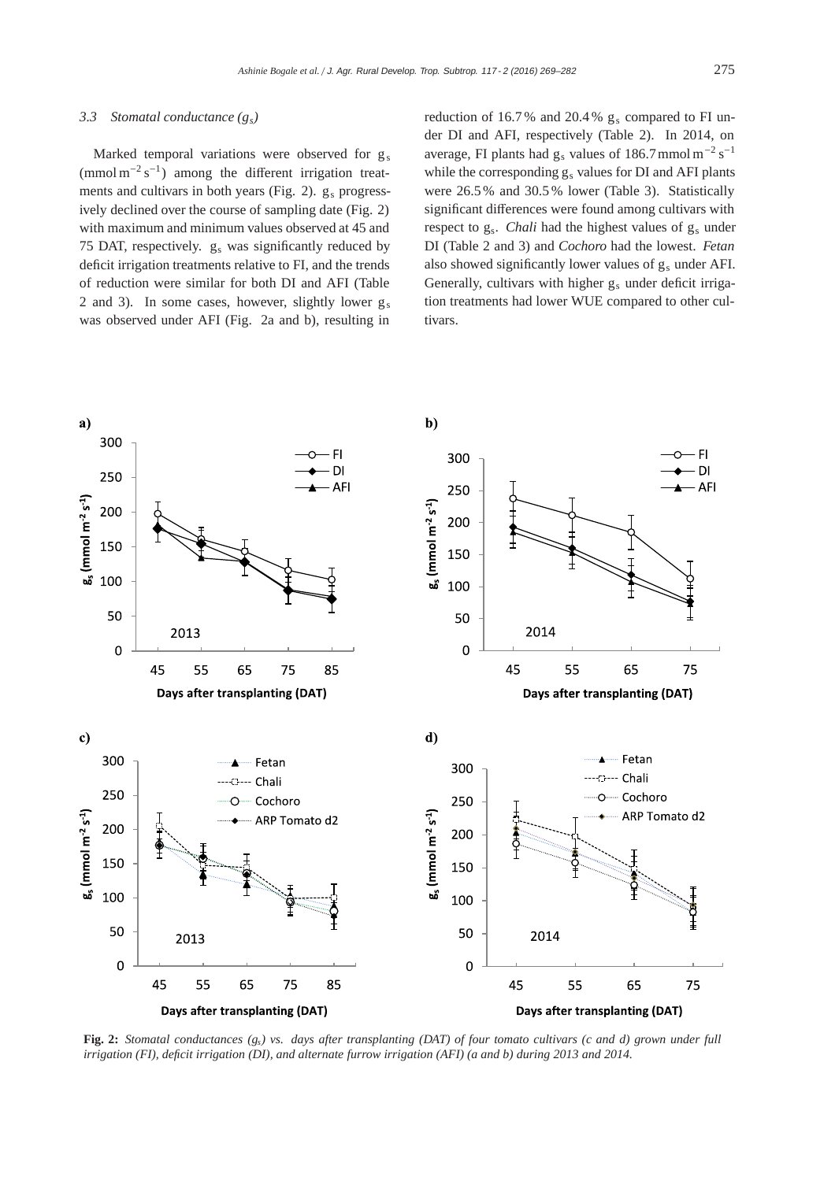### 3.3 Stomatal conductance ($g_s$)

Marked temporal variations were observed for $g_s$ ($mmol\,m^{-2}\,s^{-1}$) among the different irrigation treatments and cultivars in both years (Fig. 2). $g_s$ progressively declined over the course of sampling date (Fig. 2) with maximum and minimum values observed at 45 and 75 DAT, respectively. $g_s$ was significantly reduced by deficit irrigation treatments relative to FI, and the trends of reduction were similar for both DI and AFI (Table 2 and 3). In some cases, however, slightly lower $g_s$ was observed under AFI (Fig. 2a and b), resulting in reduction of 16.7 % and 20.4 % $g_s$ compared to FI under DI and AFI, respectively (Table 2). In 2014, on average, FI plants had $g_s$ values of 186.7 $mmol\,m^{-2}\,s^{-1}$ while the corresponding $g_s$ values for DI and AFI plants were 26.5 % and 30.5 % lower (Table 3). Statistically significant differences were found among cultivars with respect to $g_s$. *Chali* had the highest values of $g_s$ under DI (Table 2 and 3) and *Cochoro* had the lowest. *Fetan* also showed significantly lower values of $g_s$ under AFI. Generally, cultivars with higher $g_s$ under deficit irrigation treatments had lower WUE compared to other cultivars.

**Fig. 2:** *Stomatal conductances ($g_s$) vs. days after transplanting (DAT) of four tomato cultivars (c and d) grown under full irrigation (FI), deficit irrigation (DI), and alternate furrow irrigation (AFI) (a and b) during 2013 and 2014.*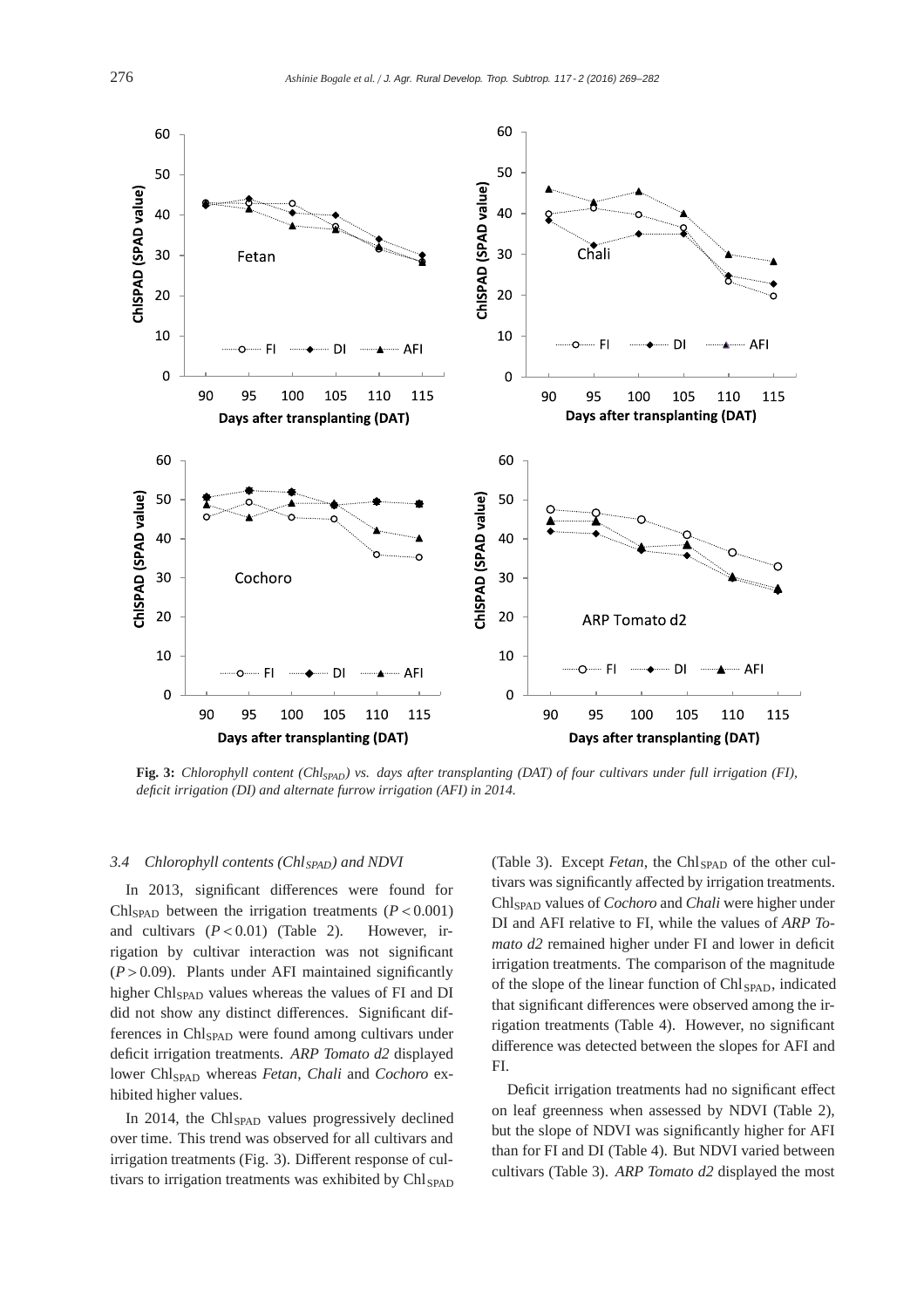**Fig. 3:** *Chlorophyll content ($Chl_{SPAD}$) vs. days after transplanting (DAT) of four cultivars under full irrigation (FI), deficit irrigation (DI) and alternate furrow irrigation (AFI) in 2014.*

### *3.4 Chlorophyll contents ($Chl_{SPAD}$) and NDVI*

In 2013, significant differences were found for $Chl_{SPAD}$ between the irrigation treatments ($P < 0.001$) and cultivars ($P < 0.01$) (Table 2). However, irrigation by cultivar interaction was not significant ($P > 0.09$). Plants under AFI maintained significantly higher $Chl_{SPAD}$ values whereas the values of FI and DI did not show any distinct differences. Significant differences in $Chl_{SPAD}$ were found among cultivars under deficit irrigation treatments. *ARP Tomato d2* displayed lower $Chl_{SPAD}$ whereas *Fetan*, *Chali* and *Cochoro* exhibited higher values.

In 2014, the $Chl_{SPAD}$ values progressively declined over time. This trend was observed for all cultivars and irrigation treatments (Fig. 3). Different response of cultivars to irrigation treatments was exhibited by $Chl_{SPAD}$ (Table 3). Except *Fetan*, the $Chl_{SPAD}$ of the other cultivars was significantly affected by irrigation treatments. $Chl_{SPAD}$ values of *Cochoro* and *Chali* were higher under DI and AFI relative to FI, while the values of *ARP Tomato d2* remained higher under FI and lower in deficit irrigation treatments. The comparison of the magnitude of the slope of the linear function of $Chl_{SPAD}$, indicated that significant differences were observed among the irrigation treatments (Table 4). However, no significant difference was detected between the slopes for AFI and FI.

Deficit irrigation treatments had no significant effect on leaf greenness when assessed by NDVI (Table 2), but the slope of NDVI was significantly higher for AFI than for FI and DI (Table 4). But NDVI varied between cultivars (Table 3). *ARP Tomato d2* displayed the most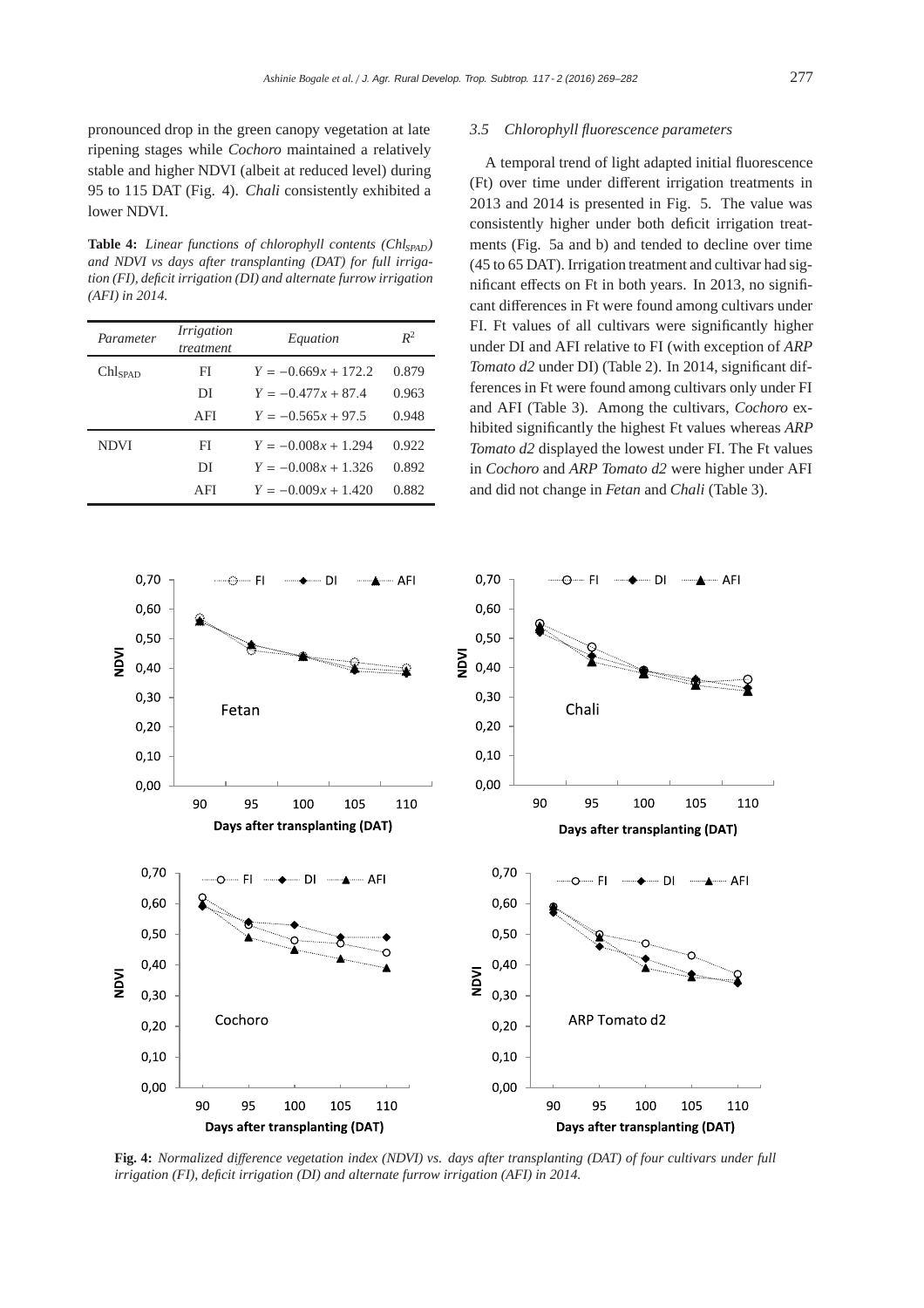pronounced drop in the green canopy vegetation at late ripening stages while *Cochoro* maintained a relatively stable and higher NDVI (albeit at reduced level) during 95 to 115 DAT (Fig. 4). *Chali* consistently exhibited a lower NDVI.

**Table 4:** *Linear functions of chlorophyll contents ($Chl_{SPAD}$) and NDVI vs days after transplanting (DAT) for full irrigation (FI), deficit irrigation (DI) and alternate furrow irrigation (AFI) in 2014.*

| *Parameter* | *Irrigation treatment* | *Equation* | $R^2$ |
|---|---|---|---|
| $Chl_{SPAD}$ | FI | $Y = -0.669x + 172.2$ | 0.879 |
| | DI | $Y = -0.477x + 87.4$ | 0.963 |
| | AFI | $Y = -0.565x + 97.5$ | 0.948 |
| NDVI | FI | $Y = -0.008x + 1.294$ | 0.922 |
| | DI | $Y = -0.008x + 1.326$ | 0.892 |
| | AFI | $Y = -0.009x + 1.420$ | 0.882 |

### *3.5 Chlorophyll fluorescence parameters*

A temporal trend of light adapted initial fluorescence (Ft) over time under different irrigation treatments in 2013 and 2014 is presented in Fig. 5. The value was consistently higher under both deficit irrigation treatments (Fig. 5a and b) and tended to decline over time (45 to 65 DAT). Irrigation treatment and cultivar had significant effects on Ft in both years. In 2013, no significant differences in Ft were found among cultivars under FI. Ft values of all cultivars were significantly higher under DI and AFI relative to FI (with exception of *ARP Tomato d2* under DI) (Table 2). In 2014, significant differences in Ft were found among cultivars only under FI and AFI (Table 3). Among the cultivars, *Cochoro* exhibited significantly the highest Ft values whereas *ARP Tomato d2* displayed the lowest under FI. The Ft values in *Cochoro* and *ARP Tomato d2* were higher under AFI and did not change in *Fetan* and *Chali* (Table 3).

**Fig. 4:** *Normalized difference vegetation index (NDVI) vs. days after transplanting (DAT) of four cultivars under full irrigation (FI), deficit irrigation (DI) and alternate furrow irrigation (AFI) in 2014.*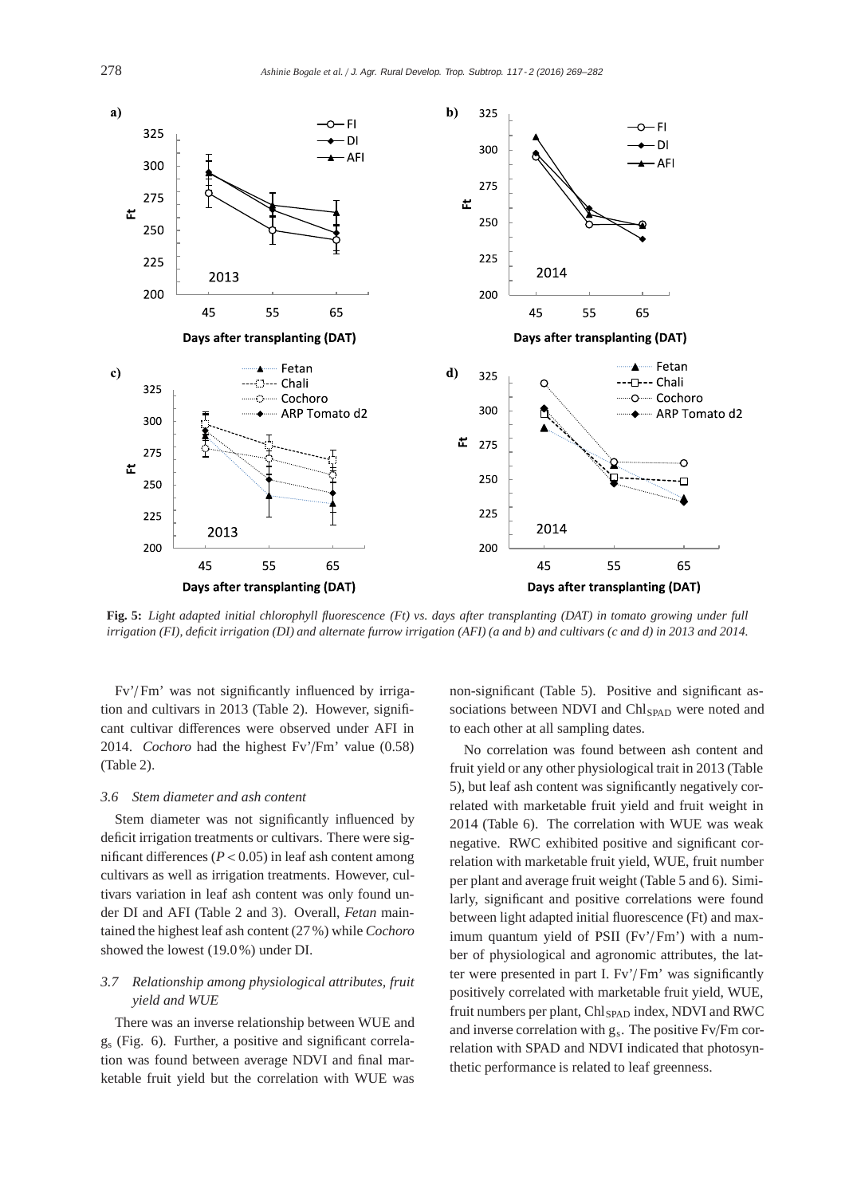**Fig. 5:** *Light adapted initial chlorophyll fluorescence (Ft) vs. days after transplanting (DAT) in tomato growing under full irrigation (FI), deficit irrigation (DI) and alternate furrow irrigation (AFI) (a and b) and cultivars (c and d) in 2013 and 2014.*

Fv'/Fm' was not significantly influenced by irrigation and cultivars in 2013 (Table 2). However, significant cultivar differences were observed under AFI in 2014. *Cochoro* had the highest Fv'/Fm' value (0.58) (Table 2).

### 3.6 Stem diameter and ash content

Stem diameter was not significantly influenced by deficit irrigation treatments or cultivars. There were significant differences ($P < 0.05$) in leaf ash content among cultivars as well as irrigation treatments. However, cultivars variation in leaf ash content was only found under DI and AFI (Table 2 and 3). Overall, *Fetan* maintained the highest leaf ash content (27 %) while *Cochoro* showed the lowest (19.0 %) under DI.

### 3.7 Relationship among physiological attributes, fruit yield and WUE

There was an inverse relationship between WUE and $g_s$ (Fig. 6). Further, a positive and significant correlation was found between average NDVI and final marketable fruit yield but the correlation with WUE was non-significant (Table 5). Positive and significant associations between NDVI and $Chl_{SPAD}$ were noted and to each other at all sampling dates.

No correlation was found between ash content and fruit yield or any other physiological trait in 2013 (Table 5), but leaf ash content was significantly negatively correlated with marketable fruit yield and fruit weight in 2014 (Table 6). The correlation with WUE was weak negative. RWC exhibited positive and significant correlation with marketable fruit yield, WUE, fruit number per plant and average fruit weight (Table 5 and 6). Similarly, significant and positive correlations were found between light adapted initial fluorescence (Ft) and maximum quantum yield of PSII (Fv'/Fm') with a number of physiological and agronomic attributes, the latter were presented in part I. Fv'/Fm' was significantly positively correlated with marketable fruit yield, WUE, fruit numbers per plant, $Chl_{SPAD}$ index, NDVI and RWC and inverse correlation with $g_s$. The positive Fv/Fm correlation with SPAD and NDVI indicated that photosynthetic performance is related to leaf greenness.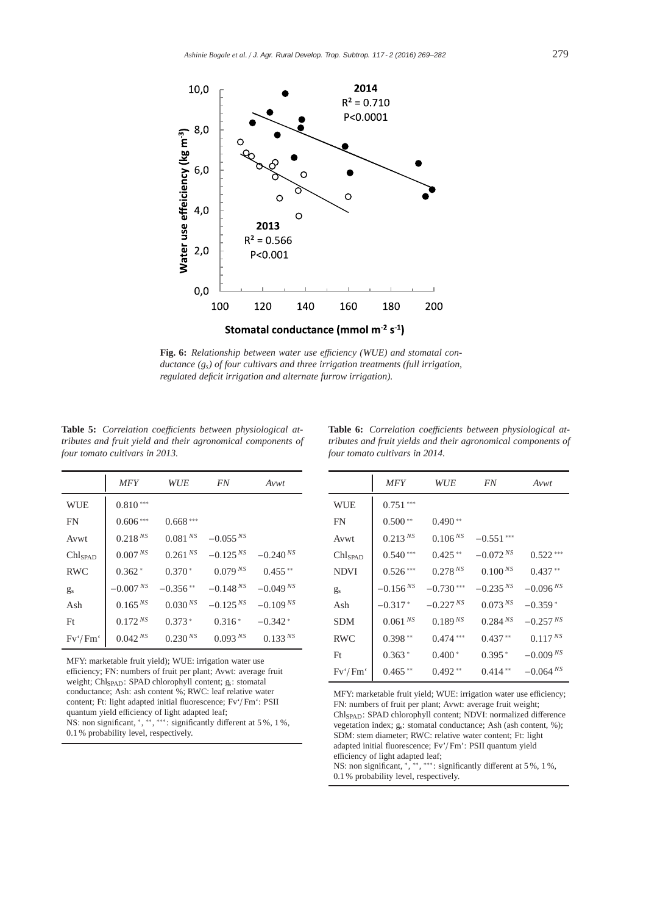**Fig. 6:** *Relationship between water use efficiency (WUE) and stomatal conductance ($g_s$) of four cultivars and three irrigation treatments (full irrigation, regulated deficit irrigation and alternate furrow irrigation).*

**Table 5:** *Correlation coefficients between physiological attributes and fruit yield and their agronomical components of four tomato cultivars in 2013.*

| | *MFY* | *WUE* | *FN* | *Avwt* |
|---|---|---|---|---|
| WUE | $0.810^{***}$ | | | |
| FN | $0.606^{***}$ | $0.668^{***}$ | | |
| Avwt | $0.218^{NS}$ | $0.081^{NS}$ | $-0.055^{NS}$ | |
| $Chl_{SPAD}$ | $0.007^{NS}$ | $0.261^{NS}$ | $-0.125^{NS}$ | $-0.240^{NS}$ |
| RWC | $0.362^{*}$ | $0.370^{*}$ | $0.079^{NS}$ | $0.455^{**}$ |
| $g_s$ | $-0.007^{NS}$ | $-0.356^{**}$ | $-0.148^{NS}$ | $-0.049^{NS}$ |
| Ash | $0.165^{NS}$ | $0.030^{NS}$ | $-0.125^{NS}$ | $-0.109^{NS}$ |
| Ft | $0.172^{NS}$ | $0.373^{*}$ | $0.316^{*}$ | $-0.342^{*}$ |
| Fv'/Fm' | $0.042^{NS}$ | $0.230^{NS}$ | $0.093^{NS}$ | $0.133^{NS}$ |

MFY: marketable fruit yield); WUE: irrigation water use efficiency; FN: numbers of fruit per plant; Avwt: average fruit weight; $Chl_{SPAD}$: SPAD chlorophyll content; $g_s$: stomatal conductance; Ash: ash content %; RWC: leaf relative water content; Ft: light adapted initial fluorescence; Fv'/Fm': PSII quantum yield efficiency of light adapted leaf;
NS: non significant, *, **, ***: significantly different at 5 %, 1 %, 0.1 % probability level, respectively.

**Table 6:** *Correlation coefficients between physiological attributes and fruit yields and their agronomical components of four tomato cultivars in 2014.*

| | *MFY* | *WUE* | *FN* | *Avwt* |
|---|---|---|---|---|
| WUE | $0.751^{***}$ | | | |
| FN | $0.500^{**}$ | $0.490^{**}$ | | |
| Avwt | $0.213^{NS}$ | $0.106^{NS}$ | $-0.551^{***}$ | |
| $Chl_{SPAD}$ | $0.540^{***}$ | $0.425^{**}$ | $-0.072^{NS}$ | $0.522^{***}$ |
| NDVI | $0.526^{***}$ | $0.278^{NS}$ | $0.100^{NS}$ | $0.437^{**}$ |
| $g_s$ | $-0.156^{NS}$ | $-0.730^{***}$ | $-0.235^{NS}$ | $-0.096^{NS}$ |
| Ash | $-0.317^{*}$ | $-0.227^{NS}$ | $0.073^{NS}$ | $-0.359^{*}$ |
| SDM | $0.061^{NS}$ | $0.189^{NS}$ | $0.284^{NS}$ | $-0.257^{NS}$ |
| RWC | $0.398^{**}$ | $0.474^{***}$ | $0.437^{**}$ | $0.117^{NS}$ |
| Ft | $0.363^{*}$ | $0.400^{*}$ | $0.395^{*}$ | $-0.009^{NS}$ |
| Fv'/Fm' | $0.465^{**}$ | $0.492^{**}$ | $0.414^{**}$ | $-0.064^{NS}$ |

MFY: marketable fruit yield; WUE: irrigation water use efficiency; FN: numbers of fruit per plant; Avwt: average fruit weight; $Chl_{SPAD}$: SPAD chlorophyll content; NDVI: normalized difference vegetation index; $g_s$: stomatal conductance; Ash (ash content, %); SDM: stem diameter; RWC: relative water content; Ft: light adapted initial fluorescence; Fv'/Fm': PSII quantum yield efficiency of light adapted leaf;
NS: non significant, *, **, ***: significantly different at 5 %, 1 %, 0.1 % probability level, respectively.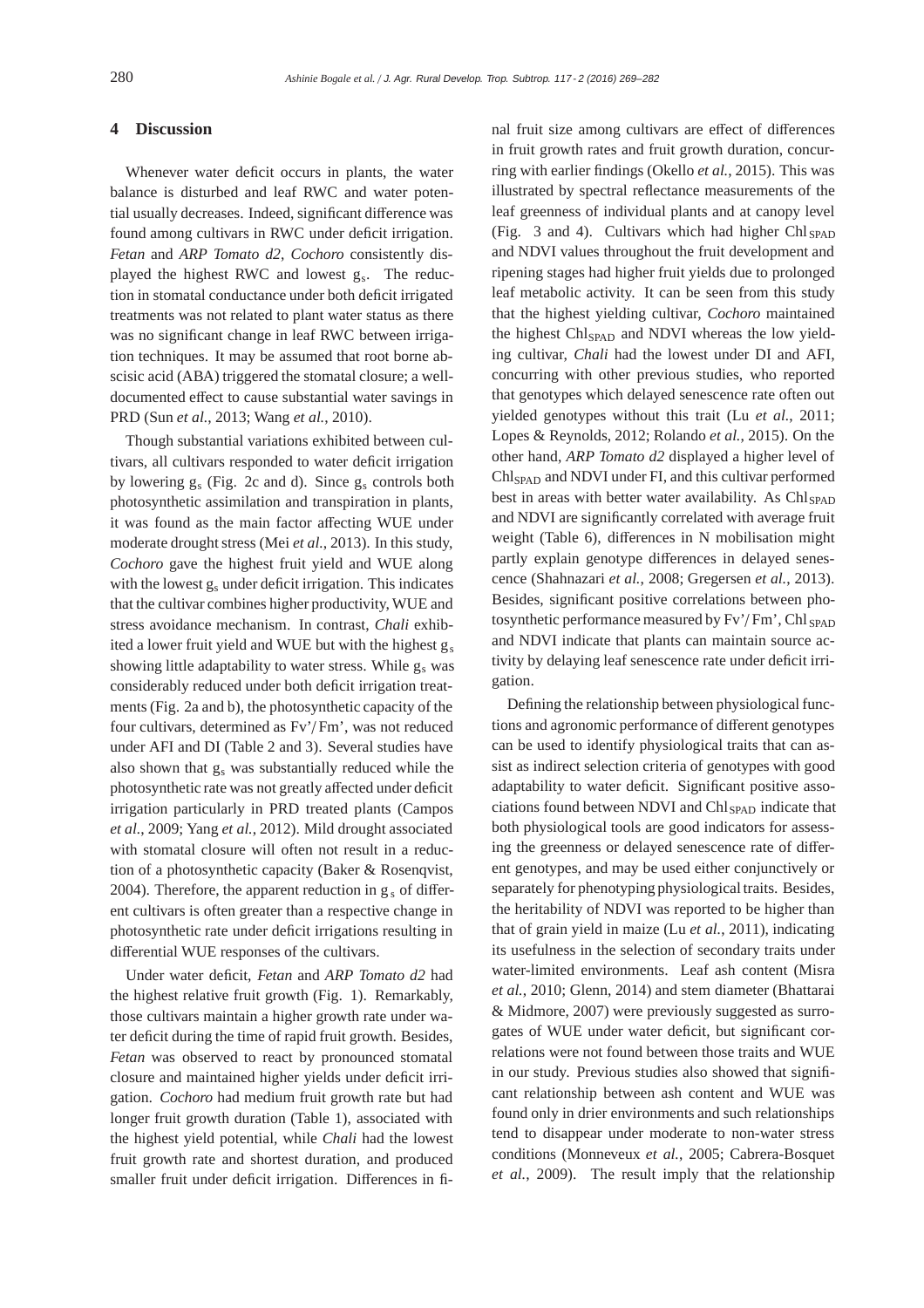## 4 Discussion

Whenever water deficit occurs in plants, the water balance is disturbed and leaf RWC and water potential usually decreases. Indeed, significant difference was found among cultivars in RWC under deficit irrigation. *Fetan* and *ARP Tomato d2*, *Cochoro* consistently displayed the highest RWC and lowest $g_s$. The reduction in stomatal conductance under both deficit irrigated treatments was not related to plant water status as there was no significant change in leaf RWC between irrigation techniques. It may be assumed that root borne abscisic acid (ABA) triggered the stomatal closure; a well-documented effect to cause substantial water savings in PRD (Sun *et al.*, 2013; Wang *et al.*, 2010).

Though substantial variations exhibited between cultivars, all cultivars responded to water deficit irrigation by lowering $g_s$ (Fig. 2c and d). Since $g_s$ controls both photosynthetic assimilation and transpiration in plants, it was found as the main factor affecting WUE under moderate drought stress (Mei *et al.*, 2013). In this study, *Cochoro* gave the highest fruit yield and WUE along with the lowest $g_s$ under deficit irrigation. This indicates that the cultivar combines higher productivity, WUE and stress avoidance mechanism. In contrast, *Chali* exhibited a lower fruit yield and WUE but with the highest $g_s$ showing little adaptability to water stress. While $g_s$ was considerably reduced under both deficit irrigation treatments (Fig. 2a and b), the photosynthetic capacity of the four cultivars, determined as Fv'/Fm', was not reduced under AFI and DI (Table 2 and 3). Several studies have also shown that $g_s$ was substantially reduced while the photosynthetic rate was not greatly affected under deficit irrigation particularly in PRD treated plants (Campos *et al.*, 2009; Yang *et al.*, 2012). Mild drought associated with stomatal closure will often not result in a reduction of a photosynthetic capacity (Baker & Rosenqvist, 2004). Therefore, the apparent reduction in $g_s$ of different cultivars is often greater than a respective change in photosynthetic rate under deficit irrigations resulting in differential WUE responses of the cultivars.

Under water deficit, *Fetan* and *ARP Tomato d2* had the highest relative fruit growth (Fig. 1). Remarkably, those cultivars maintain a higher growth rate under water deficit during the time of rapid fruit growth. Besides, *Fetan* was observed to react by pronounced stomatal closure and maintained higher yields under deficit irrigation. *Cochoro* had medium fruit growth rate but had longer fruit growth duration (Table 1), associated with the highest yield potential, while *Chali* had the lowest fruit growth rate and shortest duration, and produced smaller fruit under deficit irrigation. Differences in final fruit size among cultivars are effect of differences in fruit growth rates and fruit growth duration, concurring with earlier findings (Okello *et al.*, 2015). This was illustrated by spectral reflectance measurements of the leaf greenness of individual plants and at canopy level (Fig. 3 and 4). Cultivars which had higher $Chl_{SPAD}$ and NDVI values throughout the fruit development and ripening stages had higher fruit yields due to prolonged leaf metabolic activity. It can be seen from this study that the highest yielding cultivar, *Cochoro* maintained the highest $Chl_{SPAD}$ and NDVI whereas the low yielding cultivar, *Chali* had the lowest under DI and AFI, concurring with other previous studies, who reported that genotypes which delayed senescence rate often out yielded genotypes without this trait (Lu *et al.*, 2011; Lopes & Reynolds, 2012; Rolando *et al.*, 2015). On the other hand, *ARP Tomato d2* displayed a higher level of $Chl_{SPAD}$ and NDVI under FI, and this cultivar performed best in areas with better water availability. As $Chl_{SPAD}$ and NDVI are significantly correlated with average fruit weight (Table 6), differences in N mobilisation might partly explain genotype differences in delayed senescence (Shahnazari *et al.*, 2008; Gregersen *et al.*, 2013). Besides, significant positive correlations between photosynthetic performance measured by Fv'/Fm', $Chl_{SPAD}$ and NDVI indicate that plants can maintain source activity by delaying leaf senescence rate under deficit irrigation.

Defining the relationship between physiological functions and agronomic performance of different genotypes can be used to identify physiological traits that can assist as indirect selection criteria of genotypes with good adaptability to water deficit. Significant positive associations found between NDVI and $Chl_{SPAD}$ indicate that both physiological tools are good indicators for assessing the greenness or delayed senescence rate of different genotypes, and may be used either conjunctively or separately for phenotyping physiological traits. Besides, the heritability of NDVI was reported to be higher than that of grain yield in maize (Lu *et al.*, 2011), indicating its usefulness in the selection of secondary traits under water-limited environments. Leaf ash content (Misra *et al.*, 2010; Glenn, 2014) and stem diameter (Bhattarai & Midmore, 2007) were previously suggested as surrogates of WUE under water deficit, but significant correlations were not found between those traits and WUE in our study. Previous studies also showed that significant relationship between ash content and WUE was found only in drier environments and such relationships tend to disappear under moderate to non-water stress conditions (Monneveux *et al.*, 2005; Cabrera-Bosquet *et al.*, 2009). The result imply that the relationship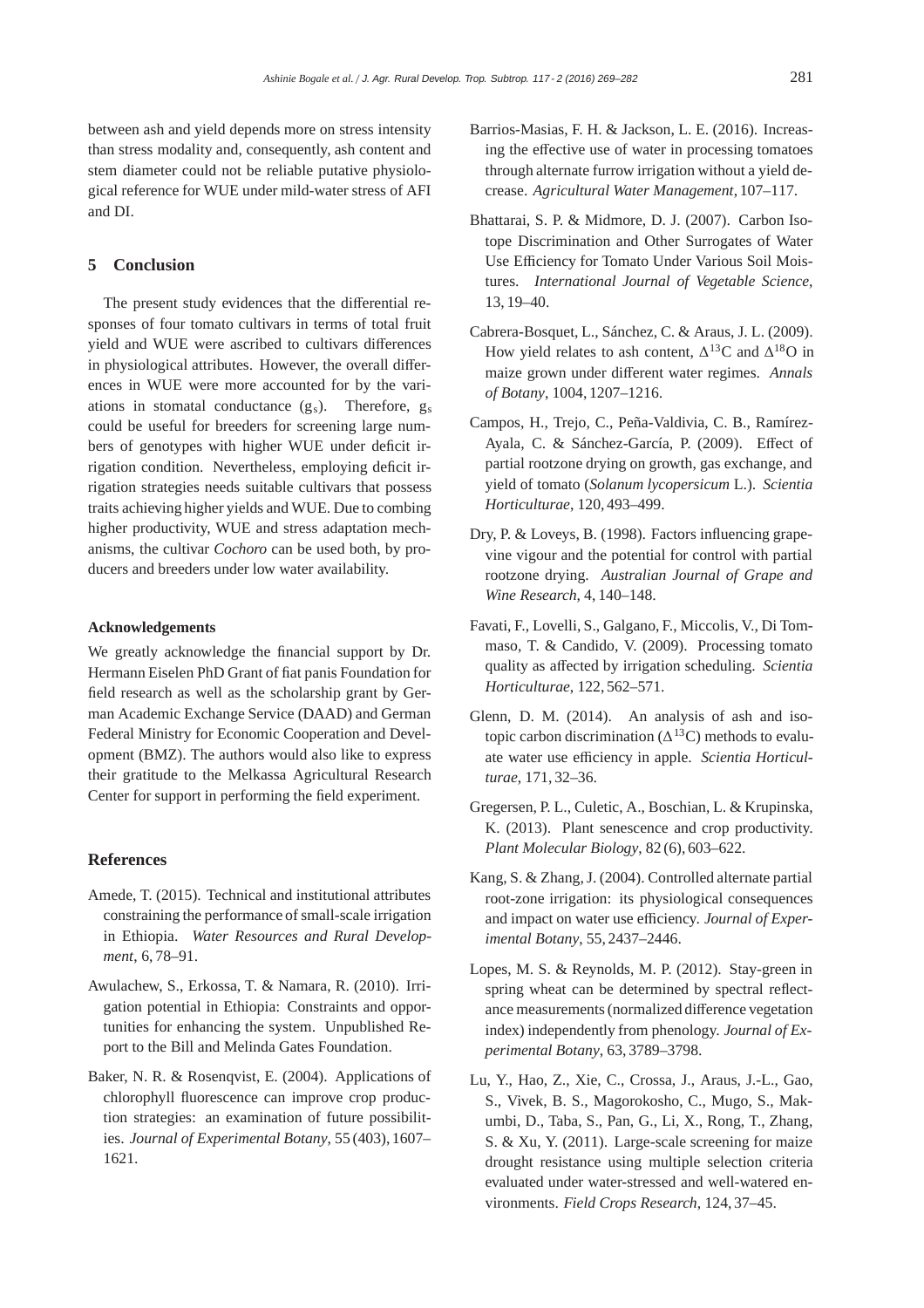between ash and yield depends more on stress intensity than stress modality and, consequently, ash content and stem diameter could not be reliable putative physiological reference for WUE under mild-water stress of AFI and DI.

## 5 Conclusion

The present study evidences that the differential responses of four tomato cultivars in terms of total fruit yield and WUE were ascribed to cultivars differences in physiological attributes. However, the overall differences in WUE were more accounted for by the variations in stomatal conductance ($g_s$). Therefore, $g_s$ could be useful for breeders for screening large numbers of genotypes with higher WUE under deficit irrigation condition. Nevertheless, employing deficit irrigation strategies needs suitable cultivars that possess traits achieving higher yields and WUE. Due to combing higher productivity, WUE and stress adaptation mechanisms, the cultivar *Cochoro* can be used both, by producers and breeders under low water availability.

#### Acknowledgements

We greatly acknowledge the financial support by Dr. Hermann Eiselen PhD Grant of fiat panis Foundation for field research as well as the scholarship grant by German Academic Exchange Service (DAAD) and German Federal Ministry for Economic Cooperation and Development (BMZ). The authors would also like to express their gratitude to the Melkassa Agricultural Research Center for support in performing the field experiment.

### References

Amede, T. (2015). Technical and institutional attributes constraining the performance of small-scale irrigation in Ethiopia. *Water Resources and Rural Development*, 6, 78–91.

Awulachew, S., Erkossa, T. & Namara, R. (2010). Irrigation potential in Ethiopia: Constraints and opportunities for enhancing the system. Unpublished Report to the Bill and Melinda Gates Foundation.

Baker, N. R. & Rosenqvist, E. (2004). Applications of chlorophyll fluorescence can improve crop production strategies: an examination of future possibilities. *Journal of Experimental Botany*, 55 (403), 1607–1621.

Barrios-Masias, F. H. & Jackson, L. E. (2016). Increasing the effective use of water in processing tomatoes through alternate furrow irrigation without a yield decrease. *Agricultural Water Management*, 107–117.

Bhattarai, S. P. & Midmore, D. J. (2007). Carbon Isotope Discrimination and Other Surrogates of Water Use Efficiency for Tomato Under Various Soil Moistures. *International Journal of Vegetable Science*, 13, 19–40.

Cabrera-Bosquet, L., Sánchez, C. & Araus, J. L. (2009). How yield relates to ash content, $\Delta^{13}C$ and $\Delta^{18}O$ in maize grown under different water regimes. *Annals of Botany*, 1004, 1207–1216.

Campos, H., Trejo, C., Peña-Valdivia, C. B., Ramírez-Ayala, C. & Sánchez-García, P. (2009). Effect of partial rootzone drying on growth, gas exchange, and yield of tomato (*Solanum lycopersicum* L.). *Scientia Horticulturae*, 120, 493–499.

Dry, P. & Loveys, B. (1998). Factors influencing grapevine vigour and the potential for control with partial rootzone drying. *Australian Journal of Grape and Wine Research*, 4, 140–148.

Favati, F., Lovelli, S., Galgano, F., Miccolis, V., Di Tommaso, T. & Candido, V. (2009). Processing tomato quality as affected by irrigation scheduling. *Scientia Horticulturae*, 122, 562–571.

Glenn, D. M. (2014). An analysis of ash and isotopic carbon discrimination ($\Delta^{13}C$) methods to evaluate water use efficiency in apple. *Scientia Horticulturae*, 171, 32–36.

Gregersen, P. L., Culetic, A., Boschian, L. & Krupinska, K. (2013). Plant senescence and crop productivity. *Plant Molecular Biology*, 82 (6), 603–622.

Kang, S. & Zhang, J. (2004). Controlled alternate partial root-zone irrigation: its physiological consequences and impact on water use efficiency. *Journal of Experimental Botany*, 55, 2437–2446.

Lopes, M. S. & Reynolds, M. P. (2012). Stay-green in spring wheat can be determined by spectral reflectance measurements (normalized difference vegetation index) independently from phenology. *Journal of Experimental Botany*, 63, 3789–3798.

Lu, Y., Hao, Z., Xie, C., Crossa, J., Araus, J.-L., Gao, S., Vivek, B. S., Magorokosho, C., Mugo, S., Makumbi, D., Taba, S., Pan, G., Li, X., Rong, T., Zhang, S. & Xu, Y. (2011). Large-scale screening for maize drought resistance using multiple selection criteria evaluated under water-stressed and well-watered environments. *Field Crops Research*, 124, 37–45.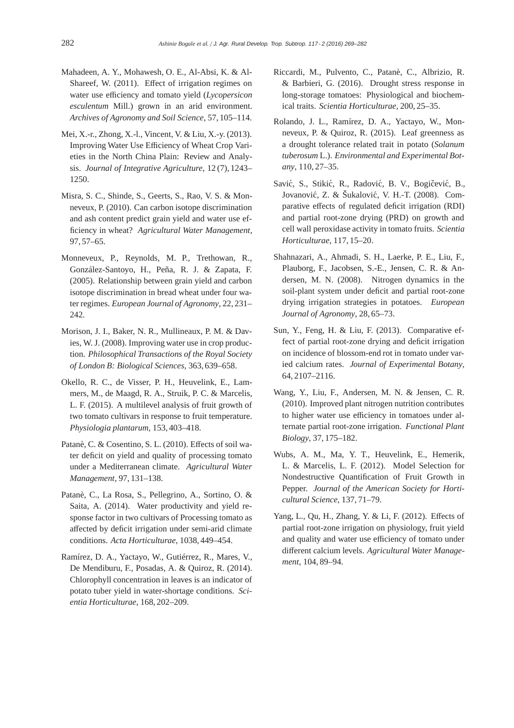Mahadeen, A. Y., Mohawesh, O. E., Al-Absi, K. & Al-Shareef, W. (2011). Effect of irrigation regimes on water use efficiency and tomato yield (*Lycopersicon esculentum* Mill.) grown in an arid environment. *Archives of Agronomy and Soil Science*, 57, 105–114.

Mei, X.-r., Zhong, X.-l., Vincent, V. & Liu, X.-y. (2013). Improving Water Use Efficiency of Wheat Crop Varieties in the North China Plain: Review and Analysis. *Journal of Integrative Agriculture*, 12 (7), 1243–1250.

Misra, S. C., Shinde, S., Geerts, S., Rao, V. S. & Monneveux, P. (2010). Can carbon isotope discrimination and ash content predict grain yield and water use efficiency in wheat? *Agricultural Water Management*, 97, 57–65.

Monneveux, P., Reynolds, M. P., Trethowan, R., González-Santoyo, H., Peña, R. J. & Zapata, F. (2005). Relationship between grain yield and carbon isotope discrimination in bread wheat under four water regimes. *European Journal of Agronomy*, 22, 231–242.

Morison, J. I., Baker, N. R., Mullineaux, P. M. & Davies, W. J. (2008). Improving water use in crop production. *Philosophical Transactions of the Royal Society of London B: Biological Sciences*, 363, 639–658.

Okello, R. C., de Visser, P. H., Heuvelink, E., Lammers, M., de Maagd, R. A., Struik, P. C. & Marcelis, L. F. (2015). A multilevel analysis of fruit growth of two tomato cultivars in response to fruit temperature. *Physiologia plantarum*, 153, 403–418.

Patanè, C. & Cosentino, S. L. (2010). Effects of soil water deficit on yield and quality of processing tomato under a Mediterranean climate. *Agricultural Water Management*, 97, 131–138.

Patanè, C., La Rosa, S., Pellegrino, A., Sortino, O. & Saita, A. (2014). Water productivity and yield response factor in two cultivars of Processing tomato as affected by deficit irrigation under semi-arid climate conditions. *Acta Horticulturae*, 1038, 449–454.

Ramírez, D. A., Yactayo, W., Gutiérrez, R., Mares, V., De Mendiburu, F., Posadas, A. & Quiroz, R. (2014). Chlorophyll concentration in leaves is an indicator of potato tuber yield in water-shortage conditions. *Scientia Horticulturae*, 168, 202–209.

Riccardi, M., Pulvento, C., Patanè, C., Albrizio, R. & Barbieri, G. (2016). Drought stress response in long-storage tomatoes: Physiological and biochemical traits. *Scientia Horticulturae*, 200, 25–35.

Rolando, J. L., Ramírez, D. A., Yactayo, W., Monneveux, P. & Quiroz, R. (2015). Leaf greenness as a drought tolerance related trait in potato (*Solanum tuberosum* L.). *Environmental and Experimental Botany*, 110, 27–35.

Savić, S., Stikić, R., Radović, B. V., Bogičević, B., Jovanović, Z. & Šukalović, V. H.-T. (2008). Comparative effects of regulated deficit irrigation (RDI) and partial root-zone drying (PRD) on growth and cell wall peroxidase activity in tomato fruits. *Scientia Horticulturae*, 117, 15–20.

Shahnazari, A., Ahmadi, S. H., Laerke, P. E., Liu, F., Plauborg, F., Jacobsen, S.-E., Jensen, C. R. & Andersen, M. N. (2008). Nitrogen dynamics in the soil-plant system under deficit and partial root-zone drying irrigation strategies in potatoes. *European Journal of Agronomy*, 28, 65–73.

Sun, Y., Feng, H. & Liu, F. (2013). Comparative effect of partial root-zone drying and deficit irrigation on incidence of blossom-end rot in tomato under varied calcium rates. *Journal of Experimental Botany*, 64, 2107–2116.

Wang, Y., Liu, F., Andersen, M. N. & Jensen, C. R. (2010). Improved plant nitrogen nutrition contributes to higher water use efficiency in tomatoes under alternate partial root-zone irrigation. *Functional Plant Biology*, 37, 175–182.

Wubs, A. M., Ma, Y. T., Heuvelink, E., Hemerik, L. & Marcelis, L. F. (2012). Model Selection for Nondestructive Quantification of Fruit Growth in Pepper. *Journal of the American Society for Horticultural Science*, 137, 71–79.

Yang, L., Qu, H., Zhang, Y. & Li, F. (2012). Effects of partial root-zone irrigation on physiology, fruit yield and quality and water use efficiency of tomato under different calcium levels. *Agricultural Water Management*, 104, 89–94.